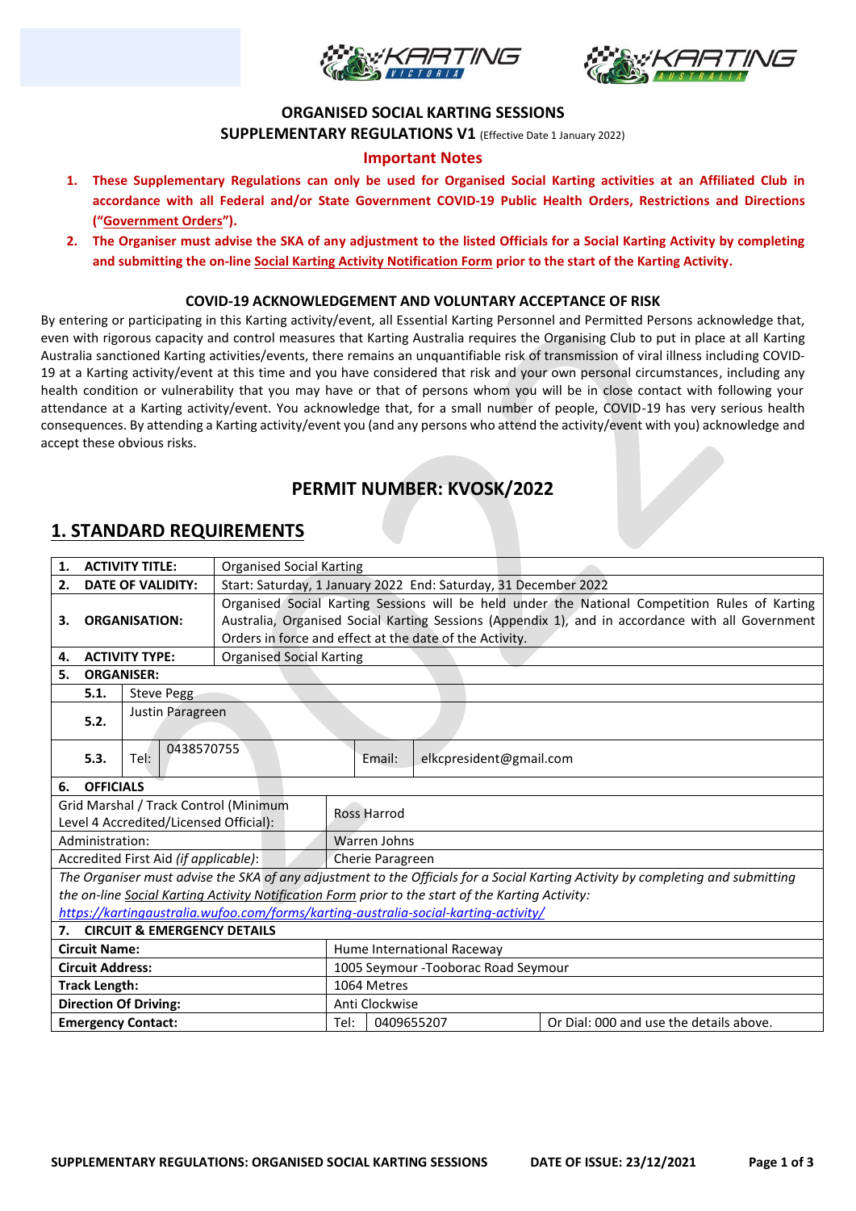**ORGANISED SOCIAL KARTING SESSIONS**

**SUPPLEMENTARY REGULATIONS V1** (Effective Date 1 January 2022)

**Important Notes**

1. **These Supplementary Regulations can only be used for Organised Social Karting activities at an Affiliated Club in accordance with all Federal and/or State Government COVID-19 Public Health Orders, Restrictions and Directions ("Government Orders").**
2. **The Organiser must advise the SKA of any adjustment to the listed Officials for a Social Karting Activity by completing and submitting the on-line Social Karting Activity Notification Form prior to the start of the Karting Activity.**

**COVID-19 ACKNOWLEDGEMENT AND VOLUNTARY ACCEPTANCE OF RISK**

By entering or participating in this Karting activity/event, all Essential Karting Personnel and Permitted Persons acknowledge that, even with rigorous capacity and control measures that Karting Australia requires the Organising Club to put in place at all Karting Australia sanctioned Karting activities/events, there remains an unquantifiable risk of transmission of viral illness including COVID-19 at a Karting activity/event at this time and you have considered that risk and your own personal circumstances, including any health condition or vulnerability that you may have or that of persons whom you will be in close contact with following your attendance at a Karting activity/event. You acknowledge that, for a small number of people, COVID-19 has very serious health consequences. By attending a Karting activity/event you (and any persons who attend the activity/event with you) acknowledge and accept these obvious risks.

## PERMIT NUMBER: KVOSK/2022

## 1. STANDARD REQUIREMENTS

| | | |
|---|---|---|
| **1. ACTIVITY TITLE:** | Organised Social Karting | |
| **2. DATE OF VALIDITY:** | Start: Saturday, 1 January 2022 End: Saturday, 31 December 2022 | |
| **3. ORGANISATION:** | Organised Social Karting Sessions will be held under the National Competition Rules of Karting Australia, Organised Social Karting Sessions (Appendix 1), and in accordance with all Government Orders in force and effect at the date of the Activity. | |
| **4. ACTIVITY TYPE:** | Organised Social Karting | |
| **5. ORGANISER:** | | |
| **5.1.** | Steve Pegg | |
| **5.2.** | Justin Paragreen | |
| **5.3.** Tel: 0438570755 | Email: | elkcpresident@gmail.com |
| **6. OFFICIALS** | | |
| Grid Marshal / Track Control (Minimum Level 4 Accredited/Licensed Official): | Ross Harrod | |
| Administration: | Warren Johns | |
| Accredited First Aid *(if applicable)*: | Cherie Paragreen | |
| *The Organiser must advise the SKA of any adjustment to the Officials for a Social Karting Activity by completing and submitting the on-line Social Karting Activity Notification Form prior to the start of the Karting Activity: https://kartingaustralia.wufoo.com/forms/karting-australia-social-karting-activity/* | | |
| **7. CIRCUIT & EMERGENCY DETAILS** | | |
| **Circuit Name:** | Hume International Raceway | |
| **Circuit Address:** | 1005 Seymour -Tooborac Road Seymour | |
| **Track Length:** | 1064 Metres | |
| **Direction Of Driving:** | Anti Clockwise | |
| **Emergency Contact:** | Tel: 0409655207 | Or Dial: 000 and use the details above. |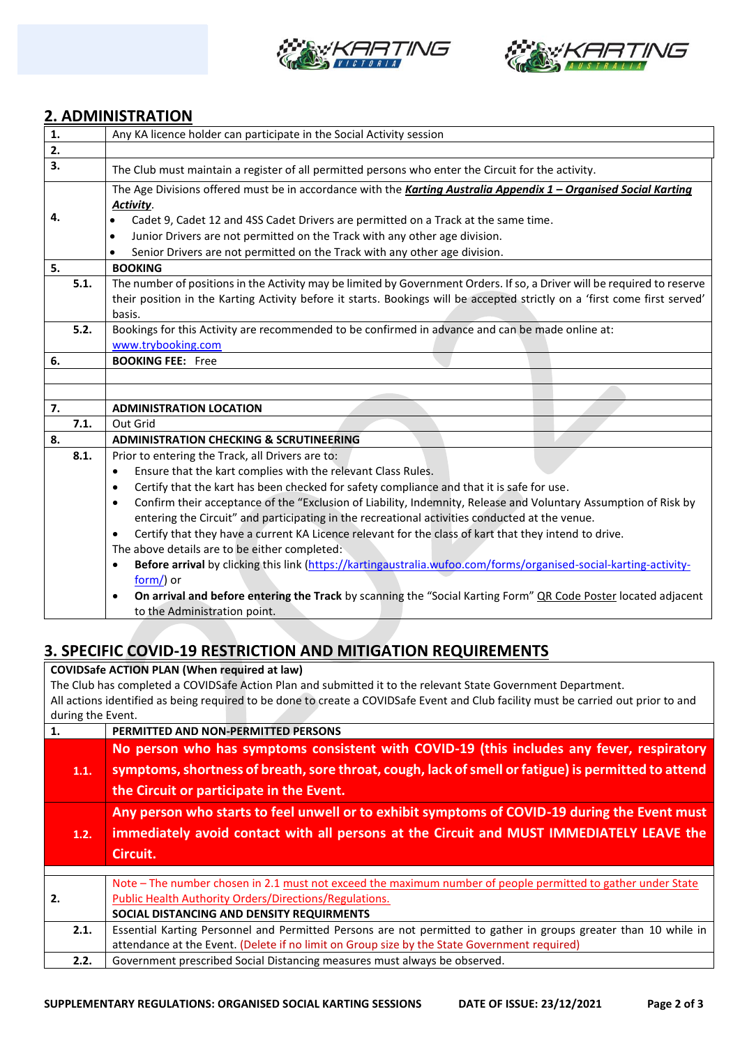## 2. ADMINISTRATION

| | |
|---|---|
| **1.** | Any KA licence holder can participate in the Social Activity session |
| **2.** | |
| **3.** | The Club must maintain a register of all permitted persons who enter the Circuit for the activity. |
| **4.** | The Age Divisions offered must be in accordance with the ***Karting Australia Appendix 1 – Organised Social Karting Activity***.<br>• Cadet 9, Cadet 12 and 4SS Cadet Drivers are permitted on a Track at the same time.<br>• Junior Drivers are not permitted on the Track with any other age division.<br>• Senior Drivers are not permitted on the Track with any other age division. |
| **5.** | **BOOKING** |
| **5.1.** | The number of positions in the Activity may be limited by Government Orders. If so, a Driver will be required to reserve their position in the Karting Activity before it starts. Bookings will be accepted strictly on a 'first come first served' basis. |
| **5.2.** | Bookings for this Activity are recommended to be confirmed in advance and can be made online at: www.trybooking.com |
| **6.** | **BOOKING FEE:** Free |
| | |
| | |
| **7.** | **ADMINISTRATION LOCATION** |
| **7.1.** | Out Grid |
| **8.** | **ADMINISTRATION CHECKING & SCRUTINEERING** |
| **8.1.** | Prior to entering the Track, all Drivers are to:<br>• Ensure that the kart complies with the relevant Class Rules.<br>• Certify that the kart has been checked for safety compliance and that it is safe for use.<br>• Confirm their acceptance of the "Exclusion of Liability, Indemnity, Release and Voluntary Assumption of Risk by entering the Circuit" and participating in the recreational activities conducted at the venue.<br>• Certify that they have a current KA Licence relevant for the class of kart that they intend to drive.<br>The above details are to be either completed:<br>• **Before arrival** by clicking this link (https://kartingaustralia.wufoo.com/forms/organised-social-karting-activity-form/) or<br>• **On arrival and before entering the Track** by scanning the "Social Karting Form" QR Code Poster located adjacent to the Administration point. |

## 3. SPECIFIC COVID-19 RESTRICTION AND MITIGATION REQUIREMENTS

| | |
|---|---|
| **COVIDSafe ACTION PLAN (When required at law)**<br>The Club has completed a COVIDSafe Action Plan and submitted it to the relevant State Government Department.<br>All actions identified as being required to be done to create a COVIDSafe Event and Club facility must be carried out prior to and during the Event. | |
| **1.** | **PERMITTED AND NON-PERMITTED PERSONS** |
| **1.1.** | **No person who has symptoms consistent with COVID-19 (this includes any fever, respiratory symptoms, shortness of breath, sore throat, cough, lack of smell or fatigue) is permitted to attend the Circuit or participate in the Event.** |
| **1.2.** | **Any person who starts to feel unwell or to exhibit symptoms of COVID-19 during the Event must immediately avoid contact with all persons at the Circuit and MUST IMMEDIATELY LEAVE the Circuit.** |
| | |
| **2.** | Note – The number chosen in 2.1 must not exceed the maximum number of people permitted to gather under State Public Health Authority Orders/Directions/Regulations.<br>**SOCIAL DISTANCING AND DENSITY REQUIRMENTS** |
| **2.1.** | Essential Karting Personnel and Permitted Persons are not permitted to gather in groups greater than 10 while in attendance at the Event. (Delete if no limit on Group size by the State Government required) |
| **2.2.** | Government prescribed Social Distancing measures must always be observed. |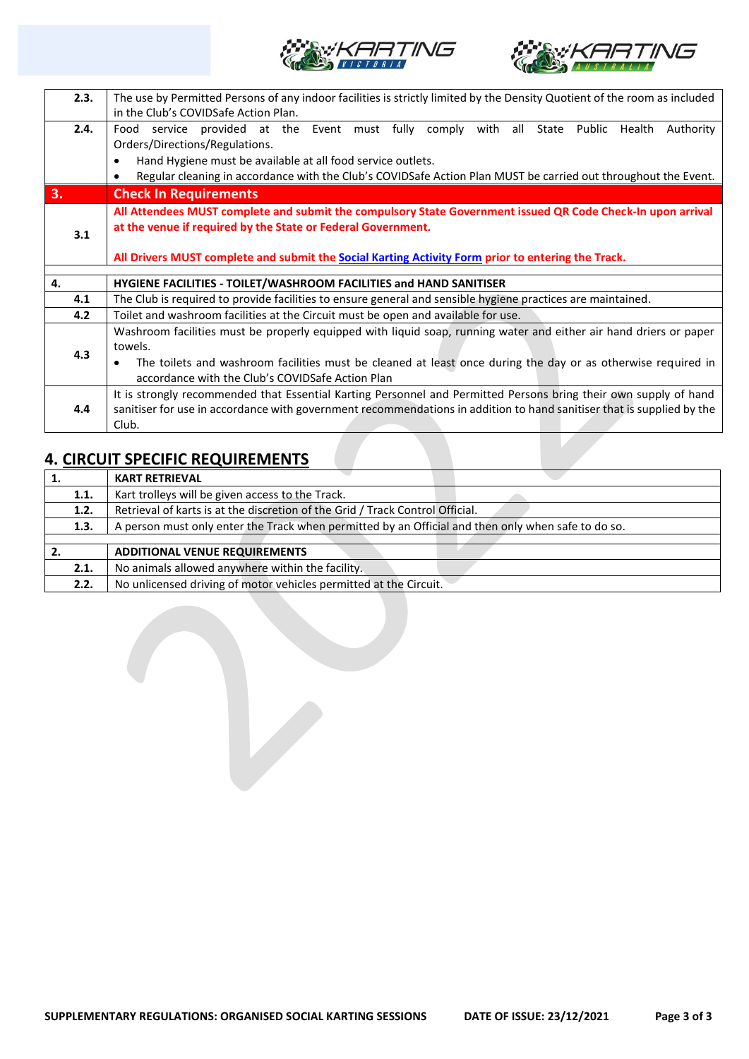| | |
|---|---|
| **2.3.** | The use by Permitted Persons of any indoor facilities is strictly limited by the Density Quotient of the room as included in the Club's COVIDSafe Action Plan. |
| **2.4.** | Food service provided at the Event must fully comply with all State Public Health Authority Orders/Directions/Regulations. <br>• Hand Hygiene must be available at all food service outlets. <br>• Regular cleaning in accordance with the Club's COVIDSafe Action Plan MUST be carried out throughout the Event. |
| **3.** | **Check In Requirements** |
| **3.1** | **All Attendees MUST complete and submit the compulsory State Government issued QR Code Check-In upon arrival at the venue if required by the State or Federal Government.** <br><br>**All Drivers MUST complete and submit the Social Karting Activity Form prior to entering the Track.** |
| | |
| **4.** | **HYGIENE FACILITIES - TOILET/WASHROOM FACILITIES and HAND SANITISER** |
| **4.1** | The Club is required to provide facilities to ensure general and sensible hygiene practices are maintained. |
| **4.2** | Toilet and washroom facilities at the Circuit must be open and available for use. |
| **4.3** | Washroom facilities must be properly equipped with liquid soap, running water and either air hand driers or paper towels. <br>• The toilets and washroom facilities must be cleaned at least once during the day or as otherwise required in accordance with the Club's COVIDSafe Action Plan |
| **4.4** | It is strongly recommended that Essential Karting Personnel and Permitted Persons bring their own supply of hand sanitiser for use in accordance with government recommendations in addition to hand sanitiser that is supplied by the Club. |

## 4. CIRCUIT SPECIFIC REQUIREMENTS

| | |
|---|---|
| **1.** | **KART RETRIEVAL** |
| **1.1.** | Kart trolleys will be given access to the Track. |
| **1.2.** | Retrieval of karts is at the discretion of the Grid / Track Control Official. |
| **1.3.** | A person must only enter the Track when permitted by an Official and then only when safe to do so. |
| | |
| **2.** | **ADDITIONAL VENUE REQUIREMENTS** |
| **2.1.** | No animals allowed anywhere within the facility. |
| **2.2.** | No unlicensed driving of motor vehicles permitted at the Circuit. |